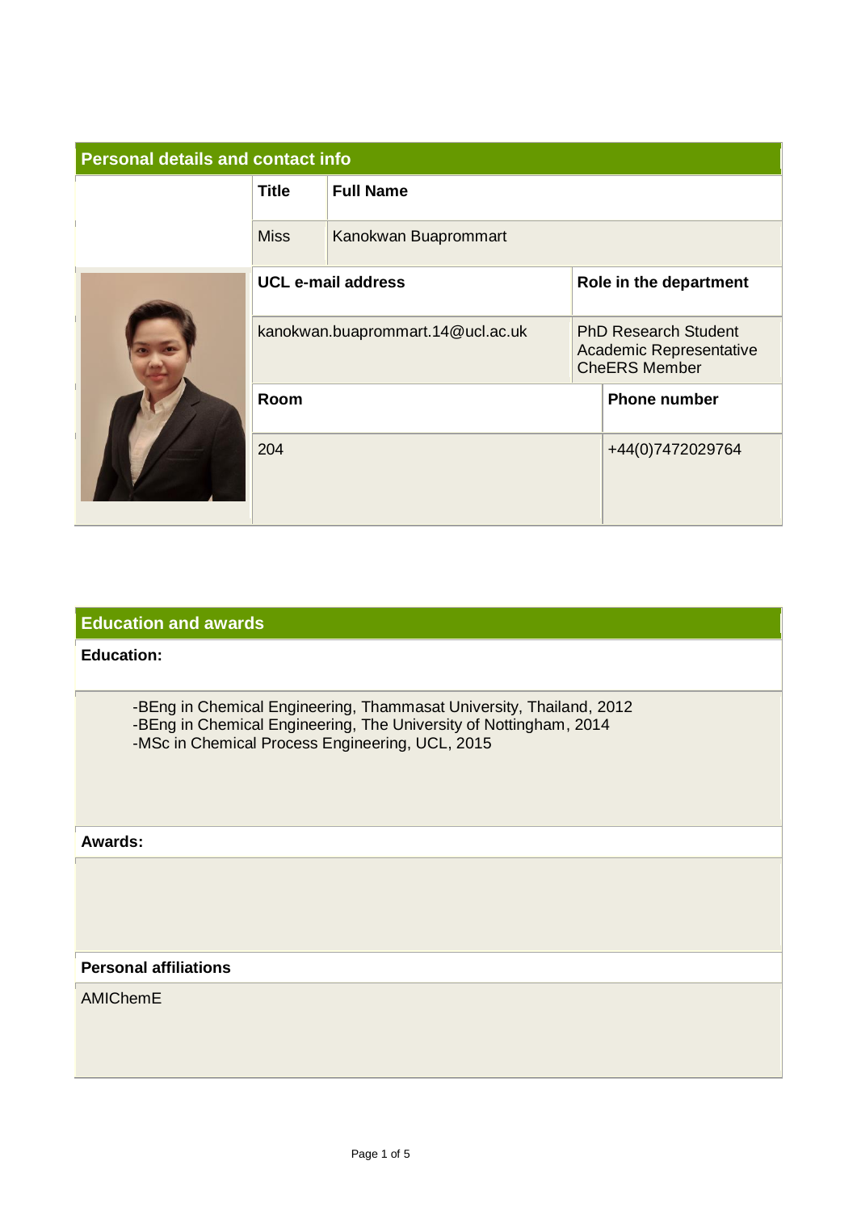## Personal details and contact info

| Title | Full Name |
| --- | --- |
| Miss | Kanokwan Buaprommart |

| UCL e-mail address | Role in the department |
| --- | --- |
| kanokwan.buaprommart.14@ucl.ac.uk | PhD Research Student<br>Academic Representative<br>CheERS Member |

| Room | Phone number |
| --- | --- |
| 204 | +44(0)7472029764 |

## Education and awards

**Education:**

- -BEng in Chemical Engineering, Thammasat University, Thailand, 2012
- -BEng in Chemical Engineering, The University of Nottingham, 2014
- -MSc in Chemical Process Engineering, UCL, 2015

**Awards:**

**Personal affiliations**

AMIChemE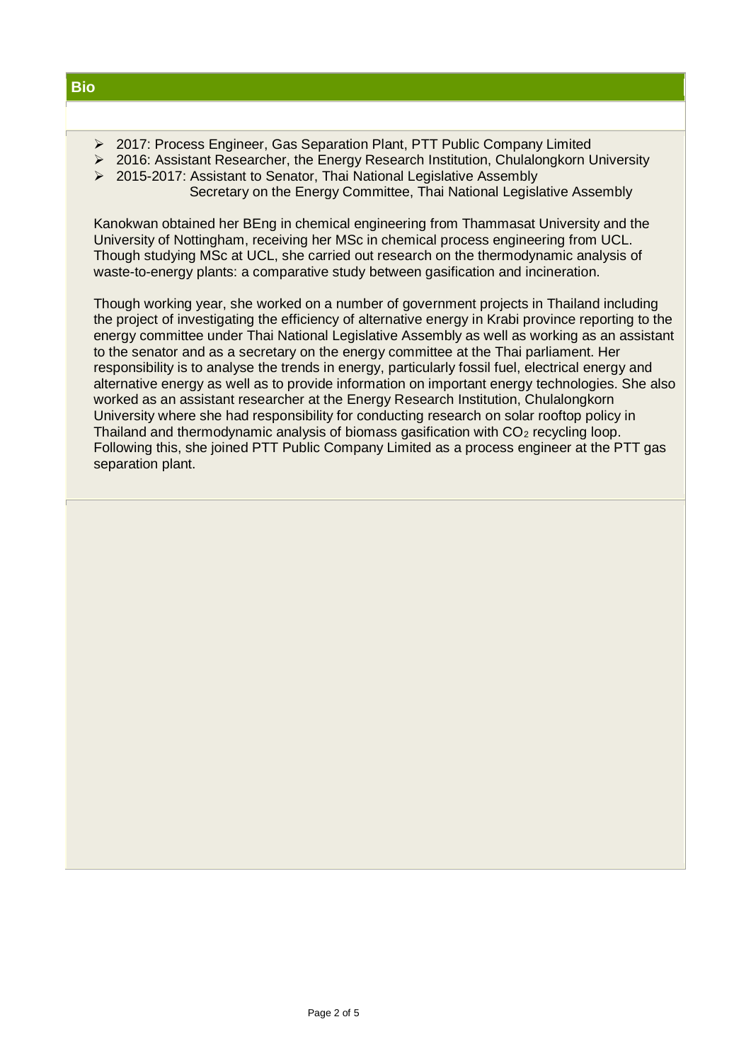## Bio

- 2017: Process Engineer, Gas Separation Plant, PTT Public Company Limited
- 2016: Assistant Researcher, the Energy Research Institution, Chulalongkorn University
- 2015-2017: Assistant to Senator, Thai National Legislative Assembly
  Secretary on the Energy Committee, Thai National Legislative Assembly

Kanokwan obtained her BEng in chemical engineering from Thammasat University and the University of Nottingham, receiving her MSc in chemical process engineering from UCL. Though studying MSc at UCL, she carried out research on the thermodynamic analysis of waste-to-energy plants: a comparative study between gasification and incineration.

Though working year, she worked on a number of government projects in Thailand including the project of investigating the efficiency of alternative energy in Krabi province reporting to the energy committee under Thai National Legislative Assembly as well as working as an assistant to the senator and as a secretary on the energy committee at the Thai parliament. Her responsibility is to analyse the trends in energy, particularly fossil fuel, electrical energy and alternative energy as well as to provide information on important energy technologies. She also worked as an assistant researcher at the Energy Research Institution, Chulalongkorn University where she had responsibility for conducting research on solar rooftop policy in Thailand and thermodynamic analysis of biomass gasification with $CO_2$ recycling loop. Following this, she joined PTT Public Company Limited as a process engineer at the PTT gas separation plant.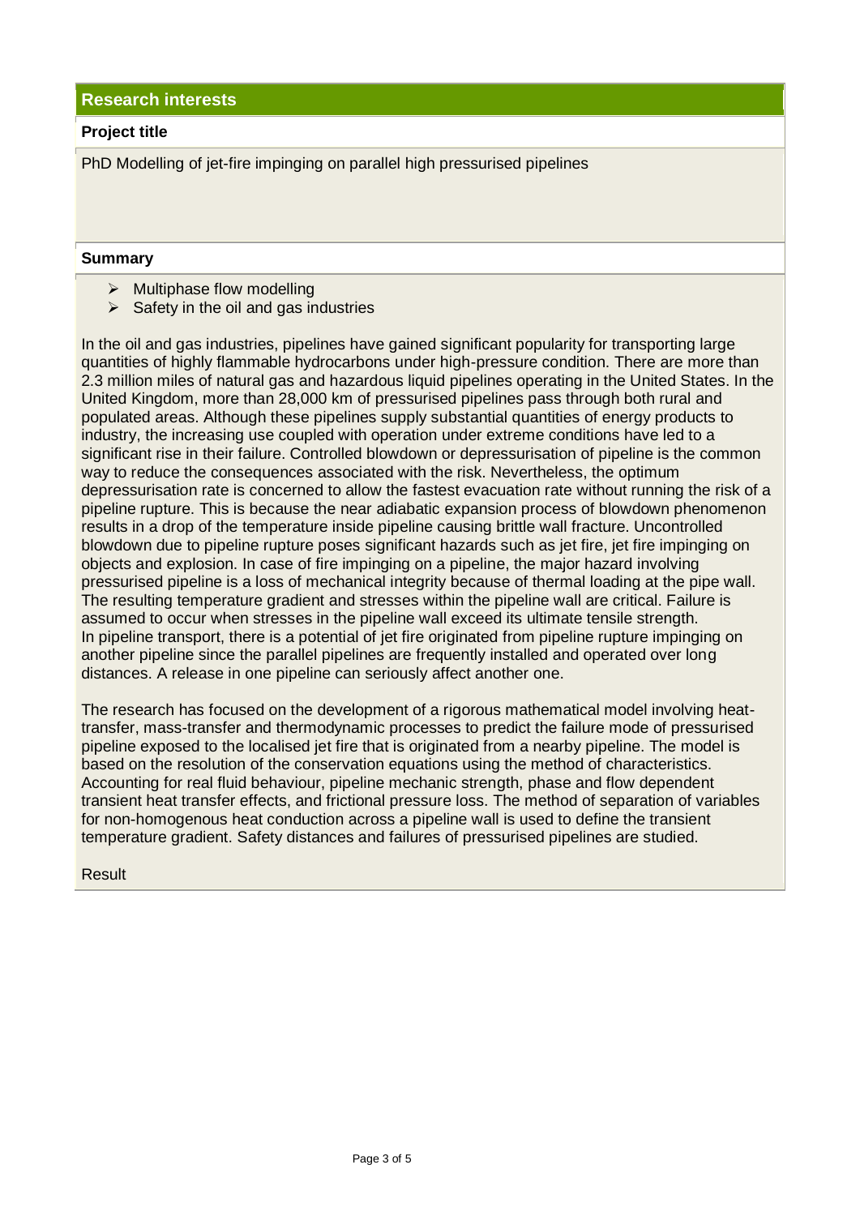## Research interests

### Project title

PhD Modelling of jet-fire impinging on parallel high pressurised pipelines

### Summary

- Multiphase flow modelling
- Safety in the oil and gas industries

In the oil and gas industries, pipelines have gained significant popularity for transporting large quantities of highly flammable hydrocarbons under high-pressure condition. There are more than 2.3 million miles of natural gas and hazardous liquid pipelines operating in the United States. In the United Kingdom, more than 28,000 km of pressurised pipelines pass through both rural and populated areas. Although these pipelines supply substantial quantities of energy products to industry, the increasing use coupled with operation under extreme conditions have led to a significant rise in their failure. Controlled blowdown or depressurisation of pipeline is the common way to reduce the consequences associated with the risk. Nevertheless, the optimum depressurisation rate is concerned to allow the fastest evacuation rate without running the risk of a pipeline rupture. This is because the near adiabatic expansion process of blowdown phenomenon results in a drop of the temperature inside pipeline causing brittle wall fracture. Uncontrolled blowdown due to pipeline rupture poses significant hazards such as jet fire, jet fire impinging on objects and explosion. In case of fire impinging on a pipeline, the major hazard involving pressurised pipeline is a loss of mechanical integrity because of thermal loading at the pipe wall. The resulting temperature gradient and stresses within the pipeline wall are critical. Failure is assumed to occur when stresses in the pipeline wall exceed its ultimate tensile strength.
In pipeline transport, there is a potential of jet fire originated from pipeline rupture impinging on another pipeline since the parallel pipelines are frequently installed and operated over long distances. A release in one pipeline can seriously affect another one.

The research has focused on the development of a rigorous mathematical model involving heat-transfer, mass-transfer and thermodynamic processes to predict the failure mode of pressurised pipeline exposed to the localised jet fire that is originated from a nearby pipeline. The model is based on the resolution of the conservation equations using the method of characteristics. Accounting for real fluid behaviour, pipeline mechanic strength, phase and flow dependent transient heat transfer effects, and frictional pressure loss. The method of separation of variables for non-homogenous heat conduction across a pipeline wall is used to define the transient temperature gradient. Safety distances and failures of pressurised pipelines are studied.

Result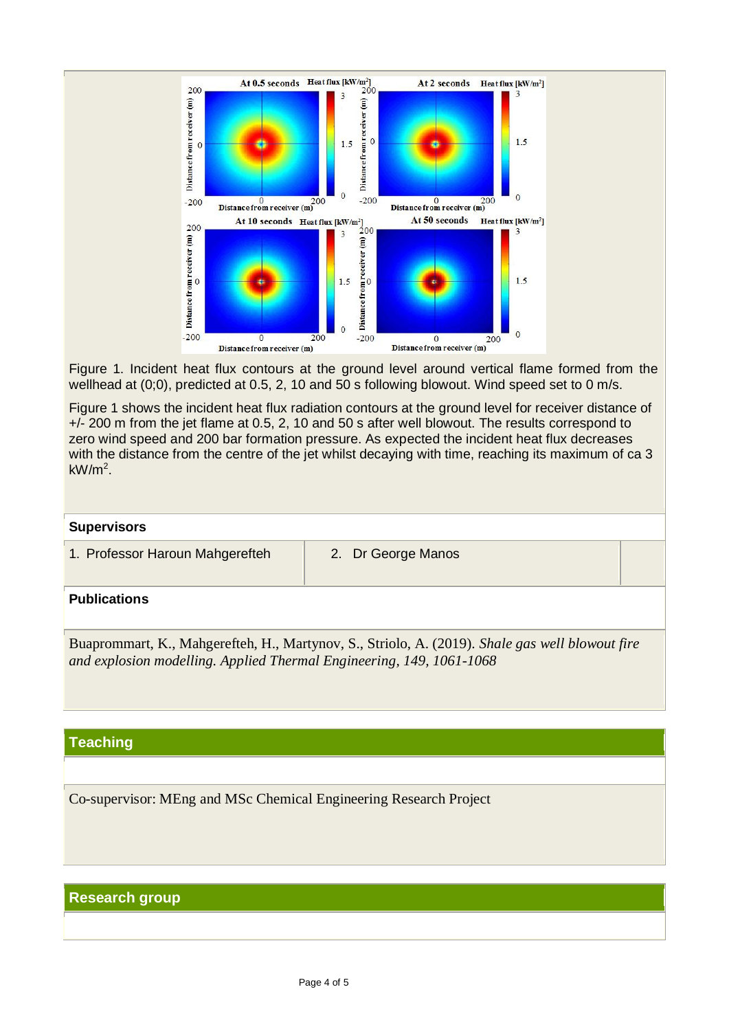Figure 1. Incident heat flux contours at the ground level around vertical flame formed from the wellhead at (0;0), predicted at 0.5, 2, 10 and 50 s following blowout. Wind speed set to 0 m/s.

Figure 1 shows the incident heat flux radiation contours at the ground level for receiver distance of +/- 200 m from the jet flame at 0.5, 2, 10 and 50 s after well blowout. The results correspond to zero wind speed and 200 bar formation pressure. As expected the incident heat flux decreases with the distance from the centre of the jet whilst decaying with time, reaching its maximum of ca 3 $kW/m^2$.

**Supervisors**

| 1. Professor Haroun Mahgerefteh | 2. Dr George Manos |
| --- | --- |

**Publications**

Buaprommart, K., Mahgerefteh, H., Martynov, S., Striolo, A. (2019). *Shale gas well blowout fire and explosion modelling. Applied Thermal Engineering, 149, 1061-1068*

## Teaching

Co-supervisor: MEng and MSc Chemical Engineering Research Project

## Research group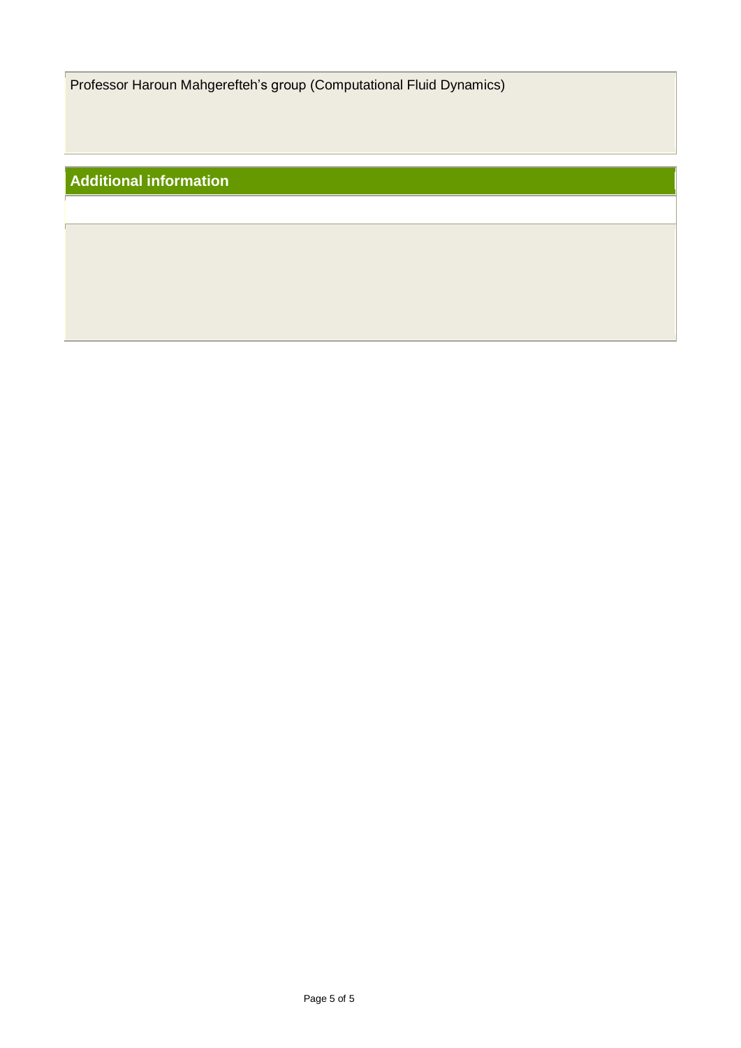Professor Haroun Mahgerefteh's group (Computational Fluid Dynamics)

## Additional information